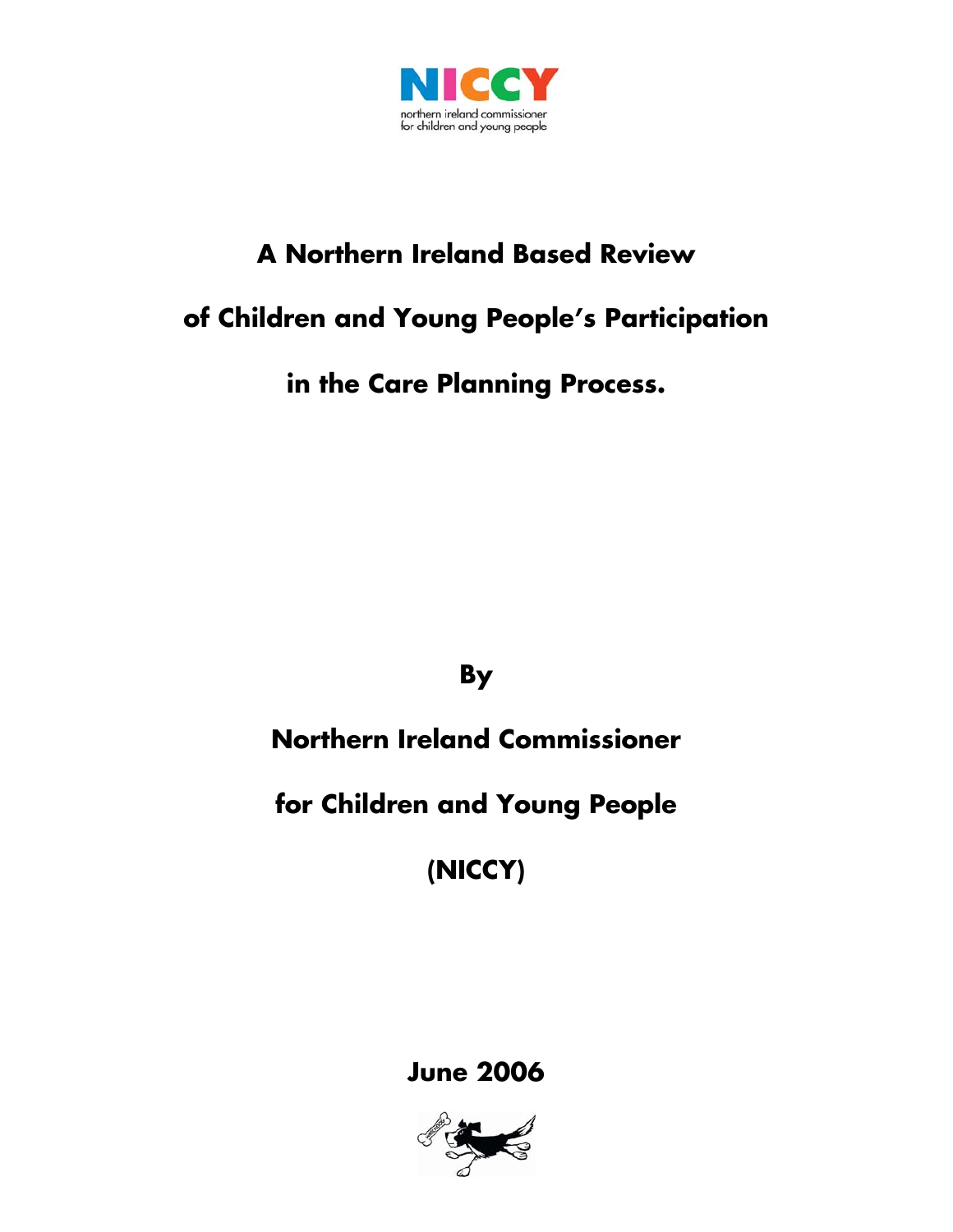# A Northern Ireland Based Review of Children and Young People's Participation in the Care Planning Process.

**By**

**Northern Ireland Commissioner for Children and Young People (NICCY)**

**June 2006**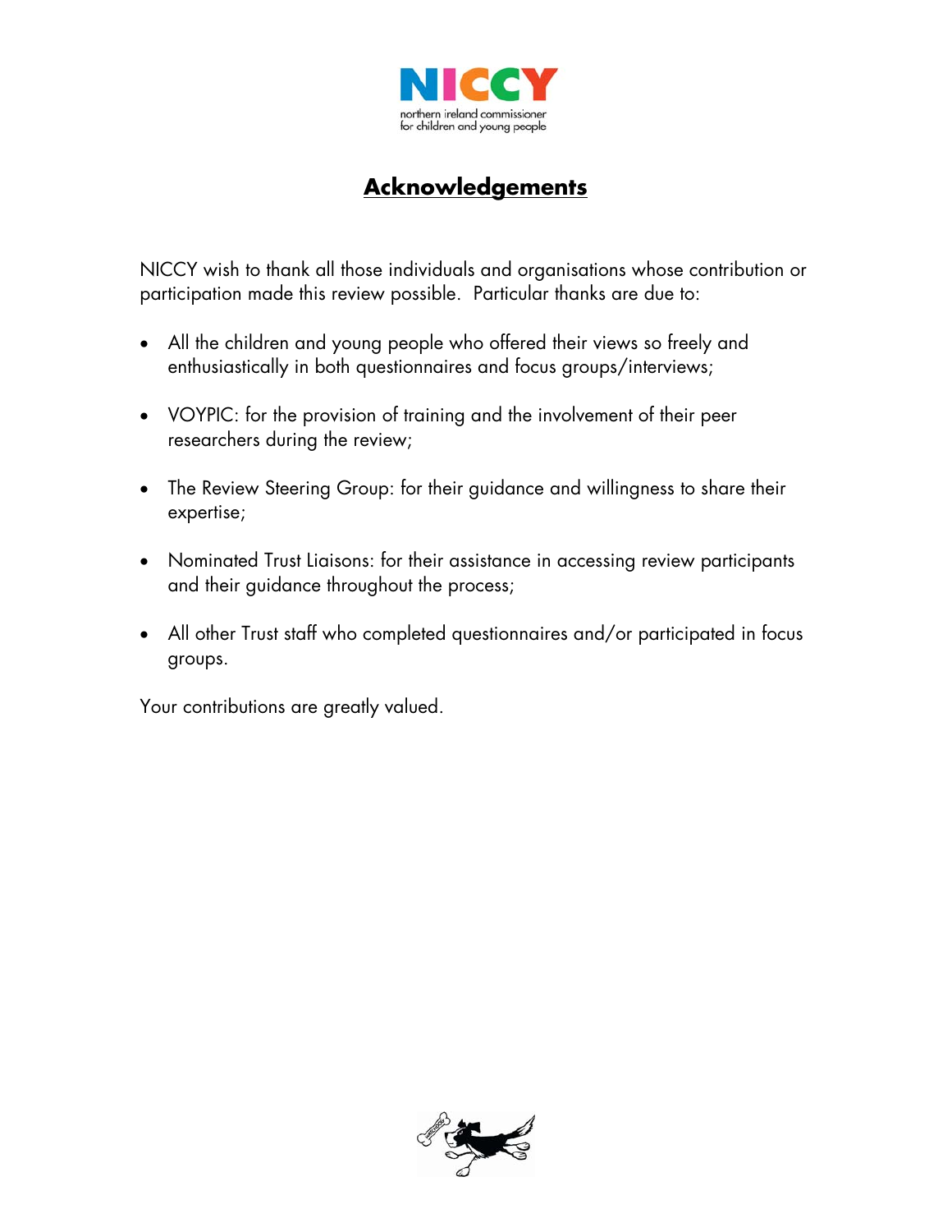# Acknowledgements

NICCY wish to thank all those individuals and organisations whose contribution or participation made this review possible. Particular thanks are due to:

- All the children and young people who offered their views so freely and enthusiastically in both questionnaires and focus groups/interviews;
- VOYPIC: for the provision of training and the involvement of their peer researchers during the review;
- The Review Steering Group: for their guidance and willingness to share their expertise;
- Nominated Trust Liaisons: for their assistance in accessing review participants and their guidance throughout the process;
- All other Trust staff who completed questionnaires and/or participated in focus groups.

Your contributions are greatly valued.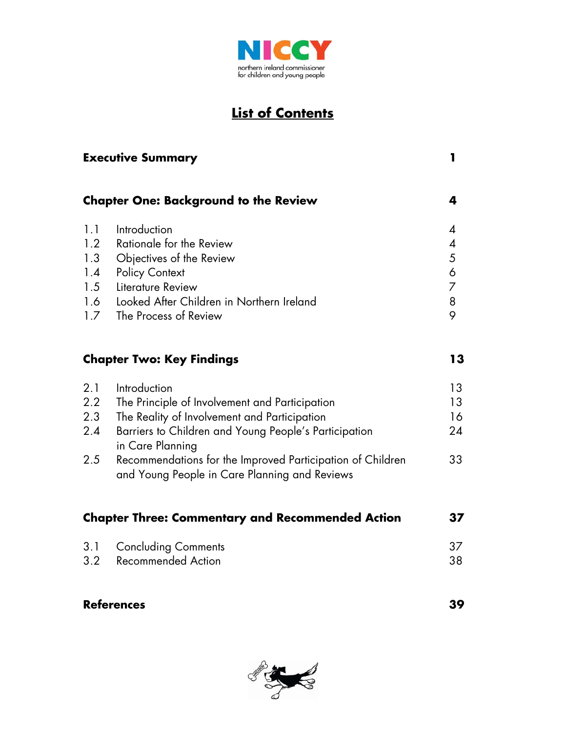NICCY

northern ireland commissioner for children and young people

# List of Contents

| | | |
|---|---|---|
| **Executive Summary** | | **1** |
| **Chapter One: Background to the Review** | | **4** |
| 1.1 | Introduction | 4 |
| 1.2 | Rationale for the Review | 4 |
| 1.3 | Objectives of the Review | 5 |
| 1.4 | Policy Context | 6 |
| 1.5 | Literature Review | 7 |
| 1.6 | Looked After Children in Northern Ireland | 8 |
| 1.7 | The Process of Review | 9 |
| **Chapter Two: Key Findings** | | **13** |
| 2.1 | Introduction | 13 |
| 2.2 | The Principle of Involvement and Participation | 13 |
| 2.3 | The Reality of Involvement and Participation | 16 |
| 2.4 | Barriers to Children and Young People's Participation in Care Planning | 24 |
| 2.5 | Recommendations for the Improved Participation of Children and Young People in Care Planning and Reviews | 33 |
| **Chapter Three: Commentary and Recommended Action** | | **37** |
| 3.1 | Concluding Comments | 37 |
| 3.2 | Recommended Action | 38 |
| **References** | | **39** |